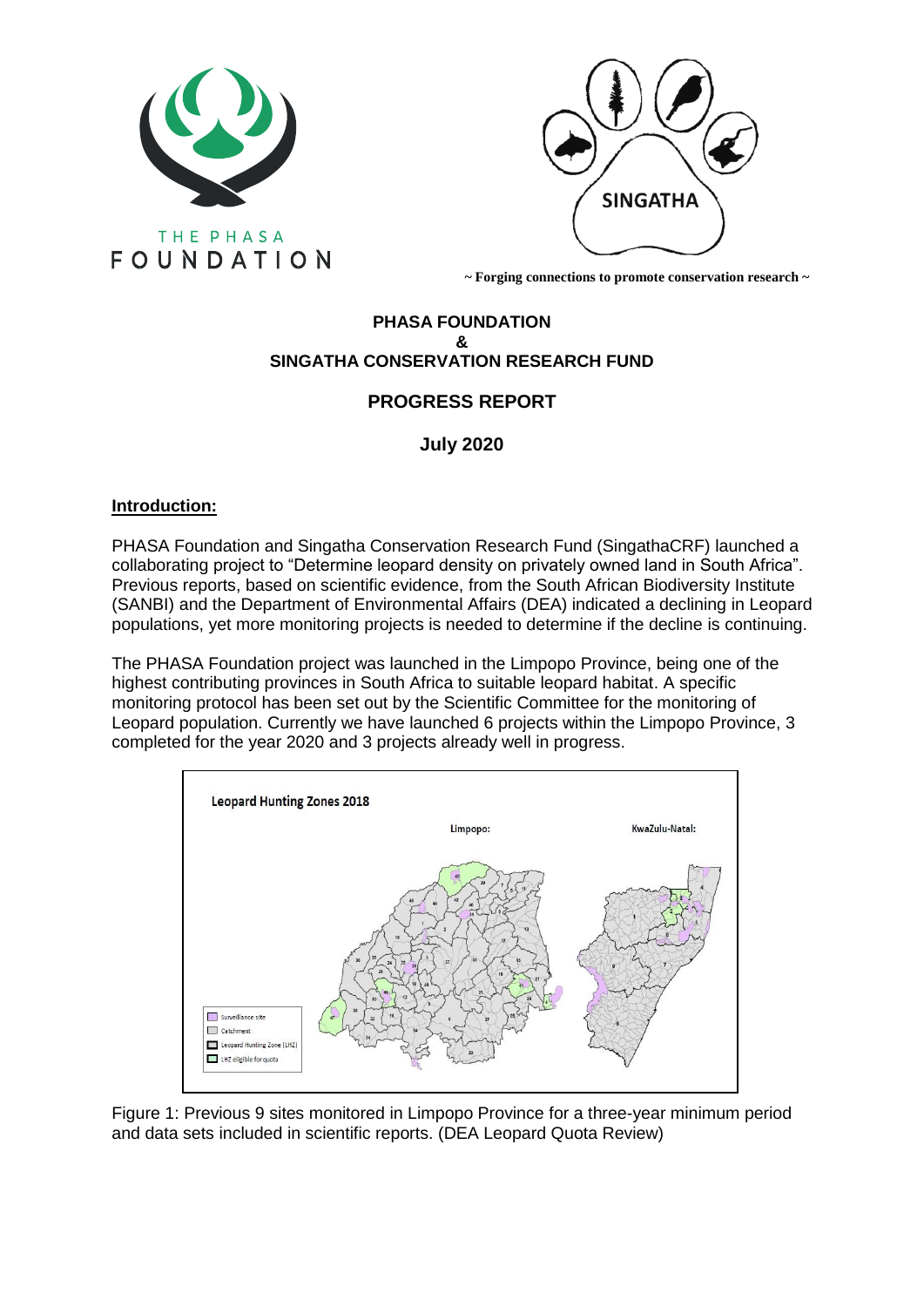THE PHASA FOUNDATION

SINGATHA

~ Forging connections to promote conservation research ~

# PHASA FOUNDATION
# &
# SINGATHA CONSERVATION RESEARCH FUND

## PROGRESS REPORT

## July 2020

**Introduction:**

PHASA Foundation and Singatha Conservation Research Fund (SingathaCRF) launched a collaborating project to "Determine leopard density on privately owned land in South Africa". Previous reports, based on scientific evidence, from the South African Biodiversity Institute (SANBI) and the Department of Environmental Affairs (DEA) indicated a declining in Leopard populations, yet more monitoring projects is needed to determine if the decline is continuing.

The PHASA Foundation project was launched in the Limpopo Province, being one of the highest contributing provinces in South Africa to suitable leopard habitat. A specific monitoring protocol has been set out by the Scientific Committee for the monitoring of Leopard population. Currently we have launched 6 projects within the Limpopo Province, 3 completed for the year 2020 and 3 projects already well in progress.

Leopard Hunting Zones 2018

Limpopo: KwaZulu-Natal:

Surveillance site
Catchment
Leopard Hunting Zone (LHZ)
LHZ eligible for quota

Figure 1: Previous 9 sites monitored in Limpopo Province for a three-year minimum period and data sets included in scientific reports. (DEA Leopard Quota Review)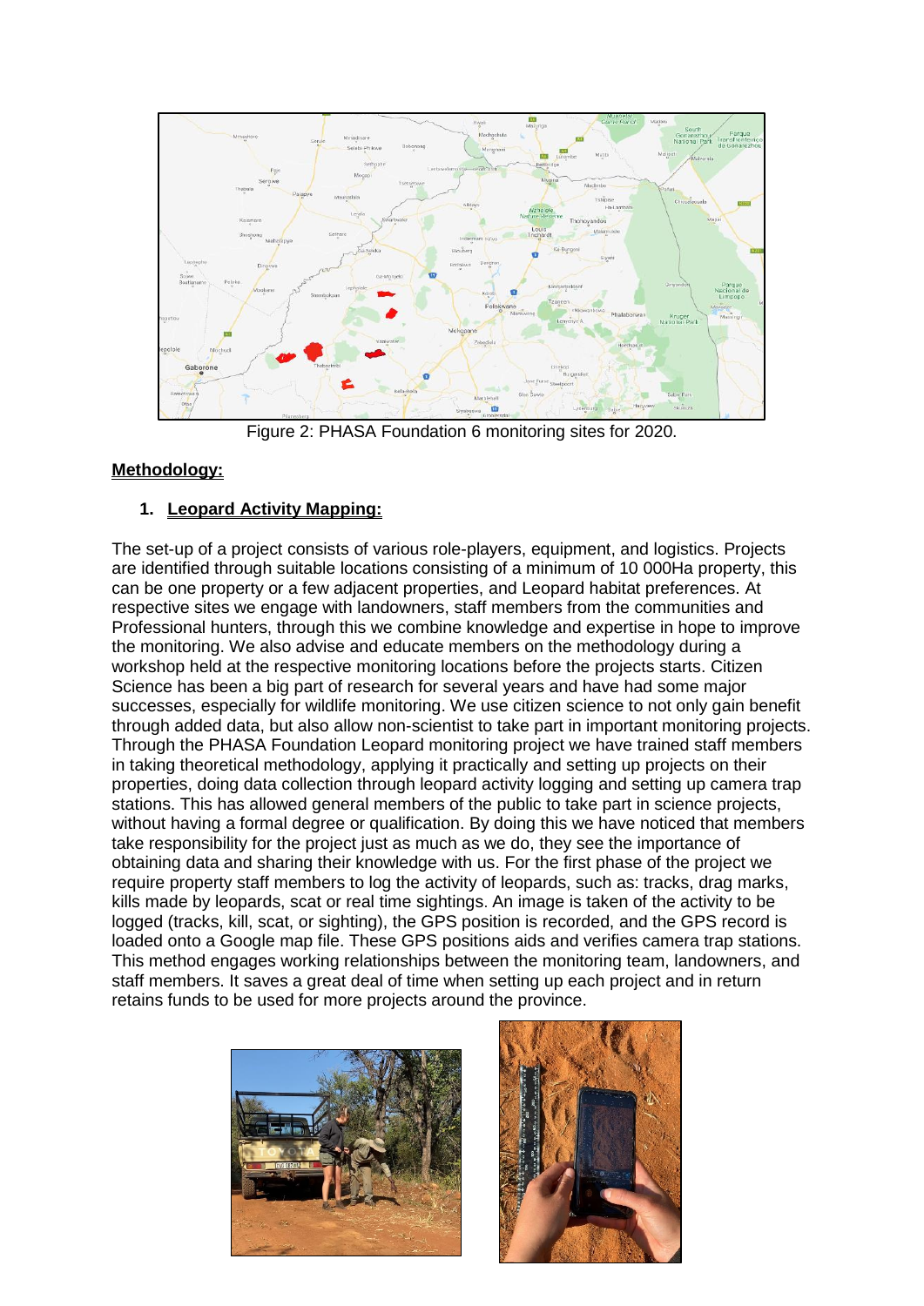Figure 2: PHASA Foundation 6 monitoring sites for 2020.

## Methodology:

### 1. Leopard Activity Mapping:

The set-up of a project consists of various role-players, equipment, and logistics. Projects are identified through suitable locations consisting of a minimum of 10 000Ha property, this can be one property or a few adjacent properties, and Leopard habitat preferences. At respective sites we engage with landowners, staff members from the communities and Professional hunters, through this we combine knowledge and expertise in hope to improve the monitoring. We also advise and educate members on the methodology during a workshop held at the respective monitoring locations before the projects starts. Citizen Science has been a big part of research for several years and have had some major successes, especially for wildlife monitoring. We use citizen science to not only gain benefit through added data, but also allow non-scientist to take part in important monitoring projects. Through the PHASA Foundation Leopard monitoring project we have trained staff members in taking theoretical methodology, applying it practically and setting up projects on their properties, doing data collection through leopard activity logging and setting up camera trap stations. This has allowed general members of the public to take part in science projects, without having a formal degree or qualification. By doing this we have noticed that members take responsibility for the project just as much as we do, they see the importance of obtaining data and sharing their knowledge with us. For the first phase of the project we require property staff members to log the activity of leopards, such as: tracks, drag marks, kills made by leopards, scat or real time sightings. An image is taken of the activity to be logged (tracks, kill, scat, or sighting), the GPS position is recorded, and the GPS record is loaded onto a Google map file. These GPS positions aids and verifies camera trap stations. This method engages working relationships between the monitoring team, landowners, and staff members. It saves a great deal of time when setting up each project and in return retains funds to be used for more projects around the province.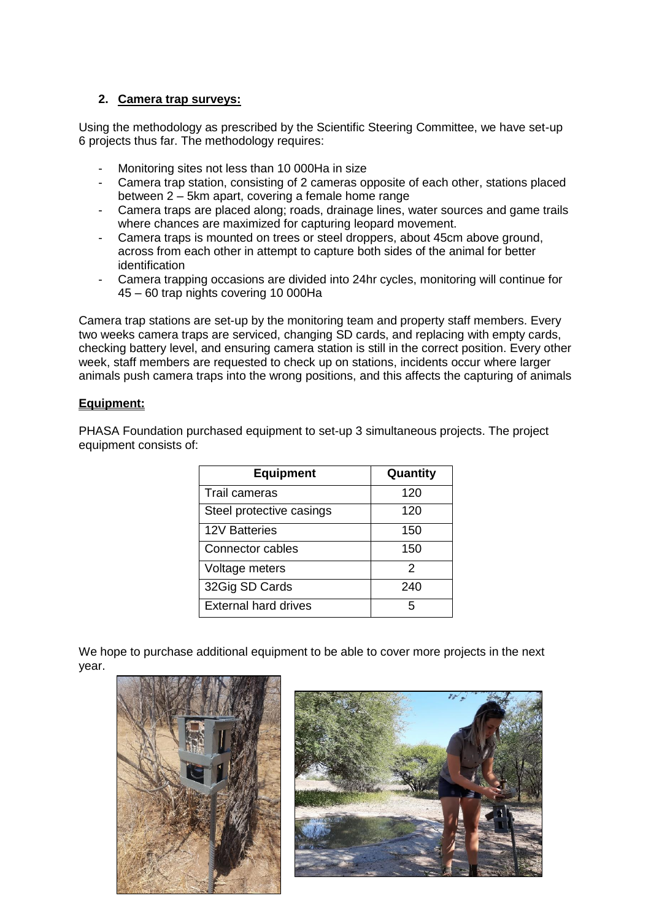## 2. Camera trap surveys:

Using the methodology as prescribed by the Scientific Steering Committee, we have set-up 6 projects thus far. The methodology requires:

- Monitoring sites not less than 10 000Ha in size
- Camera trap station, consisting of 2 cameras opposite of each other, stations placed between 2 – 5km apart, covering a female home range
- Camera traps are placed along; roads, drainage lines, water sources and game trails where chances are maximized for capturing leopard movement.
- Camera traps is mounted on trees or steel droppers, about 45cm above ground, across from each other in attempt to capture both sides of the animal for better identification
- Camera trapping occasions are divided into 24hr cycles, monitoring will continue for 45 – 60 trap nights covering 10 000Ha

Camera trap stations are set-up by the monitoring team and property staff members. Every two weeks camera traps are serviced, changing SD cards, and replacing with empty cards, checking battery level, and ensuring camera station is still in the correct position. Every other week, staff members are requested to check up on stations, incidents occur where larger animals push camera traps into the wrong positions, and this affects the capturing of animals

### Equipment:

PHASA Foundation purchased equipment to set-up 3 simultaneous projects. The project equipment consists of:

| Equipment | Quantity |
|---|---|
| Trail cameras | 120 |
| Steel protective casings | 120 |
| 12V Batteries | 150 |
| Connector cables | 150 |
| Voltage meters | 2 |
| 32Gig SD Cards | 240 |
| External hard drives | 5 |

We hope to purchase additional equipment to be able to cover more projects in the next year.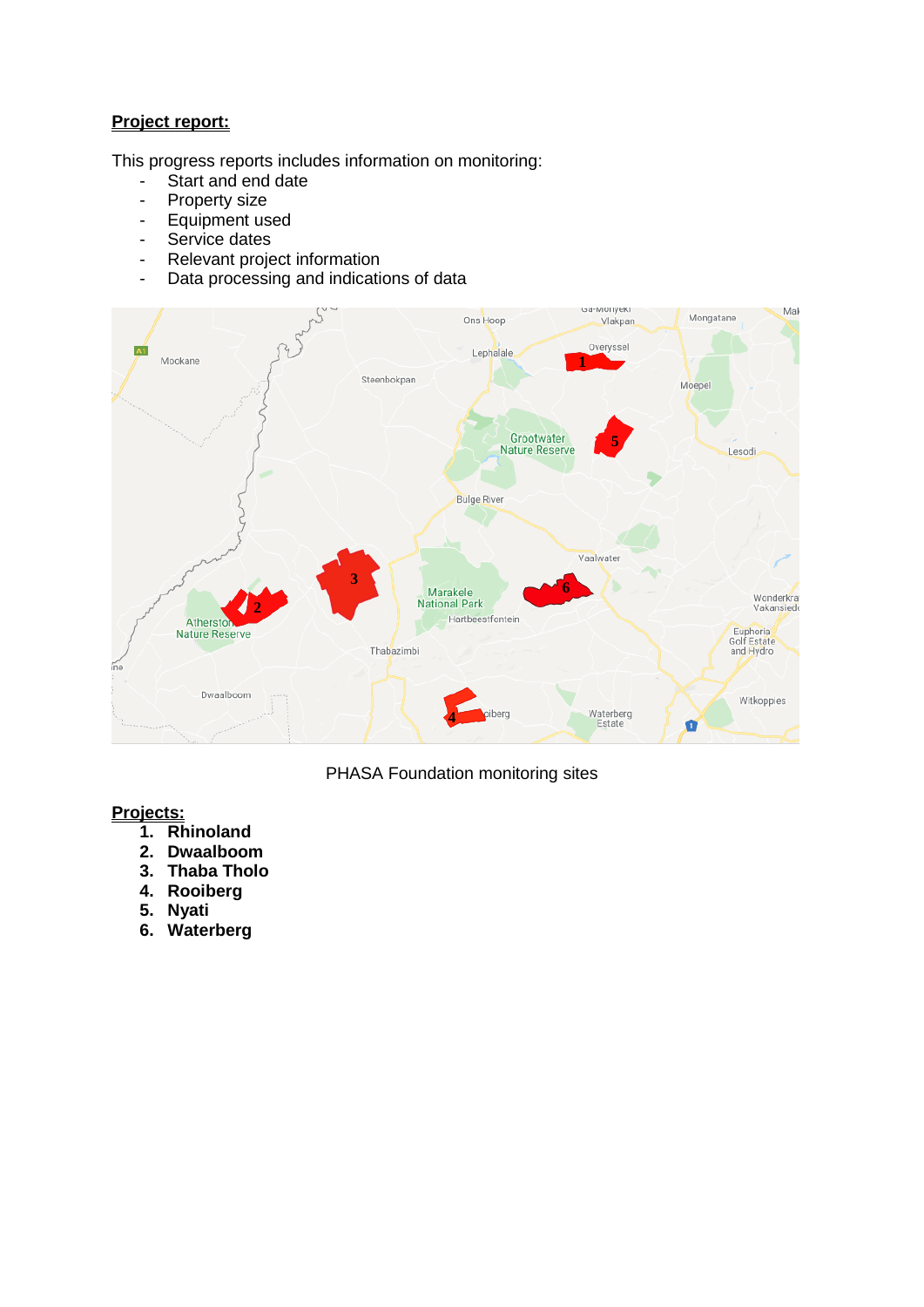**Project report:**

This progress reports includes information on monitoring:

- Start and end date
- Property size
- Equipment used
- Service dates
- Relevant project information
- Data processing and indications of data

PHASA Foundation monitoring sites

**Projects:**

1. **Rhinoland**
2. **Dwaalboom**
3. **Thaba Tholo**
4. **Rooiberg**
5. **Nyati**
6. **Waterberg**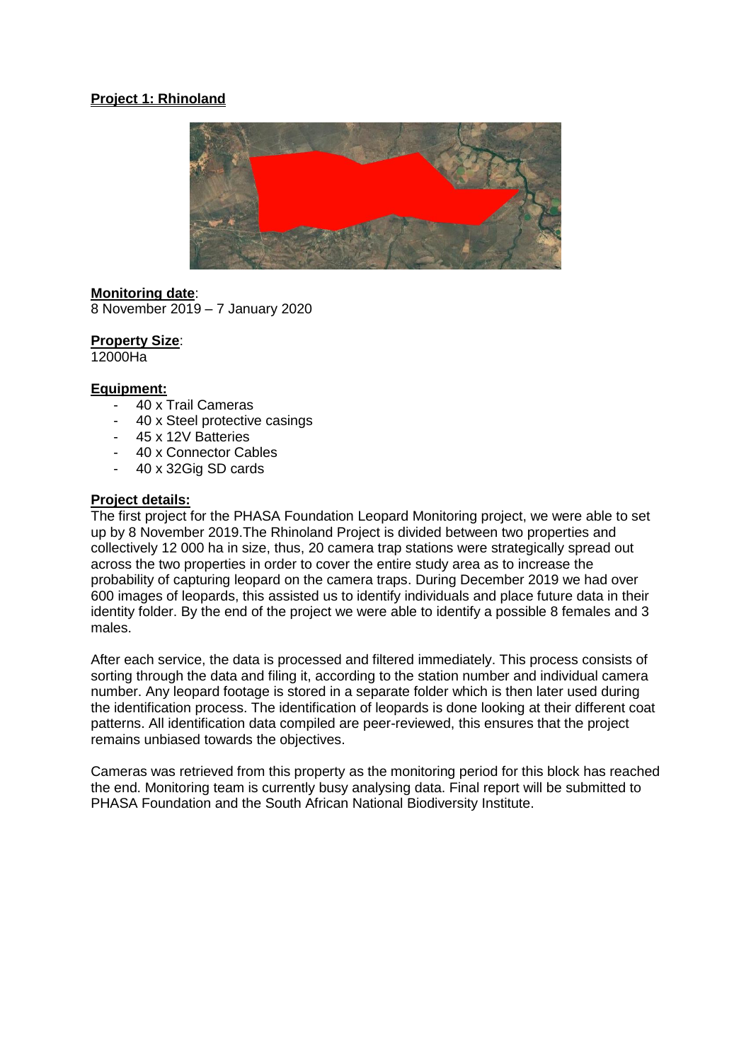**Project 1: Rhinoland**

**Monitoring date**:
8 November 2019 – 7 January 2020

**Property Size**:
12000Ha

**Equipment:**

- 40 x Trail Cameras
- 40 x Steel protective casings
- 45 x 12V Batteries
- 40 x Connector Cables
- 40 x 32Gig SD cards

**Project details:**
The first project for the PHASA Foundation Leopard Monitoring project, we were able to set up by 8 November 2019.The Rhinoland Project is divided between two properties and collectively 12 000 ha in size, thus, 20 camera trap stations were strategically spread out across the two properties in order to cover the entire study area as to increase the probability of capturing leopard on the camera traps. During December 2019 we had over 600 images of leopards, this assisted us to identify individuals and place future data in their identity folder. By the end of the project we were able to identify a possible 8 females and 3 males.

After each service, the data is processed and filtered immediately. This process consists of sorting through the data and filing it, according to the station number and individual camera number. Any leopard footage is stored in a separate folder which is then later used during the identification process. The identification of leopards is done looking at their different coat patterns. All identification data compiled are peer-reviewed, this ensures that the project remains unbiased towards the objectives.

Cameras was retrieved from this property as the monitoring period for this block has reached the end. Monitoring team is currently busy analysing data. Final report will be submitted to PHASA Foundation and the South African National Biodiversity Institute.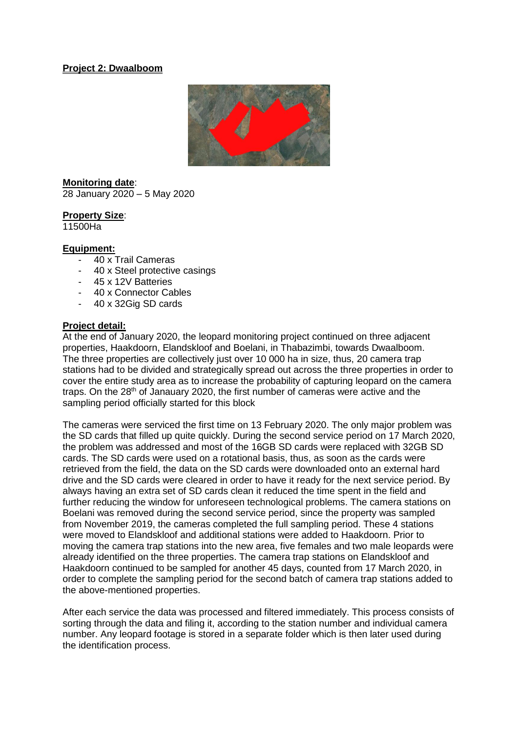**Project 2: Dwaalboom**

**Monitoring date**:
28 January 2020 – 5 May 2020

**Property Size**:
11500Ha

**Equipment:**

- 40 x Trail Cameras
- 40 x Steel protective casings
- 45 x 12V Batteries
- 40 x Connector Cables
- 40 x 32Gig SD cards

**Project detail:**

At the end of January 2020, the leopard monitoring project continued on three adjacent properties, Haakdoorn, Elandskloof and Boelani, in Thabazimbi, towards Dwaalboom. The three properties are collectively just over 10 000 ha in size, thus, 20 camera trap stations had to be divided and strategically spread out across the three properties in order to cover the entire study area as to increase the probability of capturing leopard on the camera traps. On the 28th of Janauary 2020, the first number of cameras were active and the sampling period officially started for this block

The cameras were serviced the first time on 13 February 2020. The only major problem was the SD cards that filled up quite quickly. During the second service period on 17 March 2020, the problem was addressed and most of the 16GB SD cards were replaced with 32GB SD cards. The SD cards were used on a rotational basis, thus, as soon as the cards were retrieved from the field, the data on the SD cards were downloaded onto an external hard drive and the SD cards were cleared in order to have it ready for the next service period. By always having an extra set of SD cards clean it reduced the time spent in the field and further reducing the window for unforeseen technological problems. The camera stations on Boelani was removed during the second service period, since the property was sampled from November 2019, the cameras completed the full sampling period. These 4 stations were moved to Elandskloof and additional stations were added to Haakdoorn. Prior to moving the camera trap stations into the new area, five females and two male leopards were already identified on the three properties. The camera trap stations on Elandskloof and Haakdoorn continued to be sampled for another 45 days, counted from 17 March 2020, in order to complete the sampling period for the second batch of camera trap stations added to the above-mentioned properties.

After each service the data was processed and filtered immediately. This process consists of sorting through the data and filing it, according to the station number and individual camera number. Any leopard footage is stored in a separate folder which is then later used during the identification process.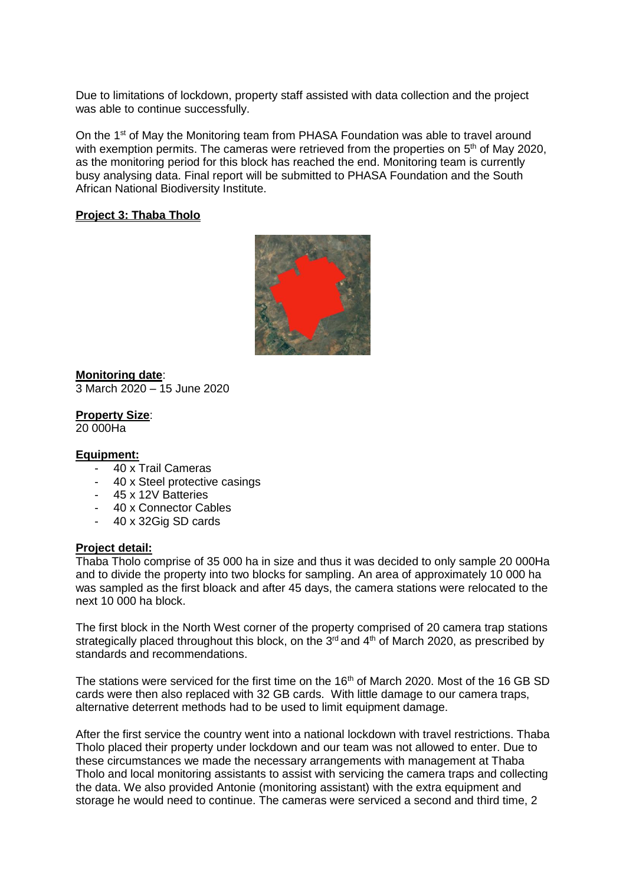Due to limitations of lockdown, property staff assisted with data collection and the project was able to continue successfully.

On the 1st of May the Monitoring team from PHASA Foundation was able to travel around with exemption permits. The cameras were retrieved from the properties on 5th of May 2020, as the monitoring period for this block has reached the end. Monitoring team is currently busy analysing data. Final report will be submitted to PHASA Foundation and the South African National Biodiversity Institute.

**Project 3: Thaba Tholo**

**Monitoring date**:
3 March 2020 – 15 June 2020

**Property Size**:
20 000Ha

**Equipment:**

- 40 x Trail Cameras
- 40 x Steel protective casings
- 45 x 12V Batteries
- 40 x Connector Cables
- 40 x 32Gig SD cards

**Project detail:**

Thaba Tholo comprise of 35 000 ha in size and thus it was decided to only sample 20 000Ha and to divide the property into two blocks for sampling. An area of approximately 10 000 ha was sampled as the first bloack and after 45 days, the camera stations were relocated to the next 10 000 ha block.

The first block in the North West corner of the property comprised of 20 camera trap stations strategically placed throughout this block, on the 3rd and 4th of March 2020, as prescribed by standards and recommendations.

The stations were serviced for the first time on the 16th of March 2020. Most of the 16 GB SD cards were then also replaced with 32 GB cards. With little damage to our camera traps, alternative deterrent methods had to be used to limit equipment damage.

After the first service the country went into a national lockdown with travel restrictions. Thaba Tholo placed their property under lockdown and our team was not allowed to enter. Due to these circumstances we made the necessary arrangements with management at Thaba Tholo and local monitoring assistants to assist with servicing the camera traps and collecting the data. We also provided Antonie (monitoring assistant) with the extra equipment and storage he would need to continue. The cameras were serviced a second and third time, 2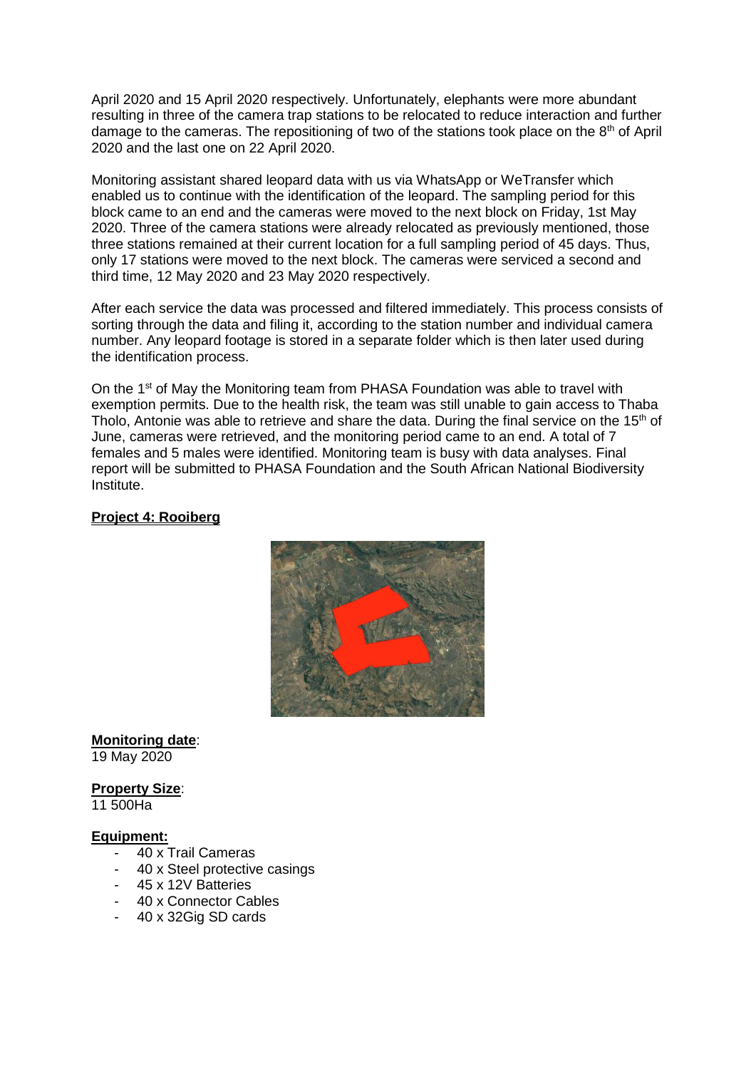April 2020 and 15 April 2020 respectively. Unfortunately, elephants were more abundant resulting in three of the camera trap stations to be relocated to reduce interaction and further damage to the cameras. The repositioning of two of the stations took place on the 8th of April 2020 and the last one on 22 April 2020.

Monitoring assistant shared leopard data with us via WhatsApp or WeTransfer which enabled us to continue with the identification of the leopard. The sampling period for this block came to an end and the cameras were moved to the next block on Friday, 1st May 2020. Three of the camera stations were already relocated as previously mentioned, those three stations remained at their current location for a full sampling period of 45 days. Thus, only 17 stations were moved to the next block. The cameras were serviced a second and third time, 12 May 2020 and 23 May 2020 respectively.

After each service the data was processed and filtered immediately. This process consists of sorting through the data and filing it, according to the station number and individual camera number. Any leopard footage is stored in a separate folder which is then later used during the identification process.

On the 1st of May the Monitoring team from PHASA Foundation was able to travel with exemption permits. Due to the health risk, the team was still unable to gain access to Thaba Tholo, Antonie was able to retrieve and share the data. During the final service on the 15th of June, cameras were retrieved, and the monitoring period came to an end. A total of 7 females and 5 males were identified. Monitoring team is busy with data analyses. Final report will be submitted to PHASA Foundation and the South African National Biodiversity Institute.

**Project 4: Rooiberg**

**Monitoring date**:
19 May 2020

**Property Size**:
11 500Ha

**Equipment:**

- 40 x Trail Cameras
- 40 x Steel protective casings
- 45 x 12V Batteries
- 40 x Connector Cables
- 40 x 32Gig SD cards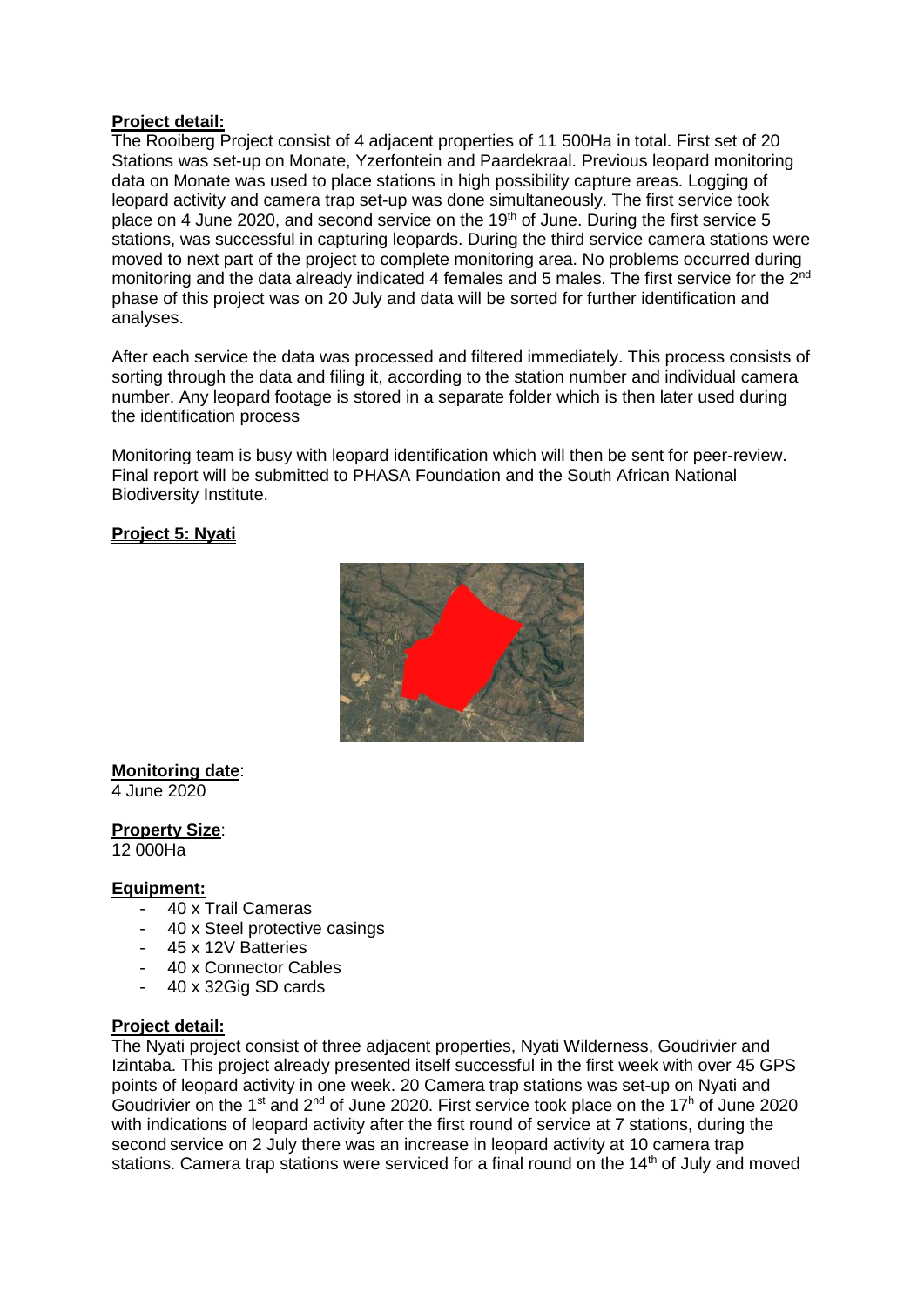**Project detail:**

The Rooiberg Project consist of 4 adjacent properties of 11 500Ha in total. First set of 20 Stations was set-up on Monate, Yzerfontein and Paardekraal. Previous leopard monitoring data on Monate was used to place stations in high possibility capture areas. Logging of leopard activity and camera trap set-up was done simultaneously. The first service took place on 4 June 2020, and second service on the 19th of June. During the first service 5 stations, was successful in capturing leopards. During the third service camera stations were moved to next part of the project to complete monitoring area. No problems occurred during monitoring and the data already indicated 4 females and 5 males. The first service for the 2nd phase of this project was on 20 July and data will be sorted for further identification and analyses.

After each service the data was processed and filtered immediately. This process consists of sorting through the data and filing it, according to the station number and individual camera number. Any leopard footage is stored in a separate folder which is then later used during the identification process

Monitoring team is busy with leopard identification which will then be sent for peer-review. Final report will be submitted to PHASA Foundation and the South African National Biodiversity Institute.

**Project 5: Nyati**

**Monitoring date**:
4 June 2020

**Property Size**:
12 000Ha

**Equipment:**

- 40 x Trail Cameras
- 40 x Steel protective casings
- 45 x 12V Batteries
- 40 x Connector Cables
- 40 x 32Gig SD cards

**Project detail:**

The Nyati project consist of three adjacent properties, Nyati Wilderness, Goudrivier and Izintaba. This project already presented itself successful in the first week with over 45 GPS points of leopard activity in one week. 20 Camera trap stations was set-up on Nyati and Goudrivier on the 1st and 2nd of June 2020. First service took place on the 17h of June 2020 with indications of leopard activity after the first round of service at 7 stations, during the second service on 2 July there was an increase in leopard activity at 10 camera trap stations. Camera trap stations were serviced for a final round on the 14th of July and moved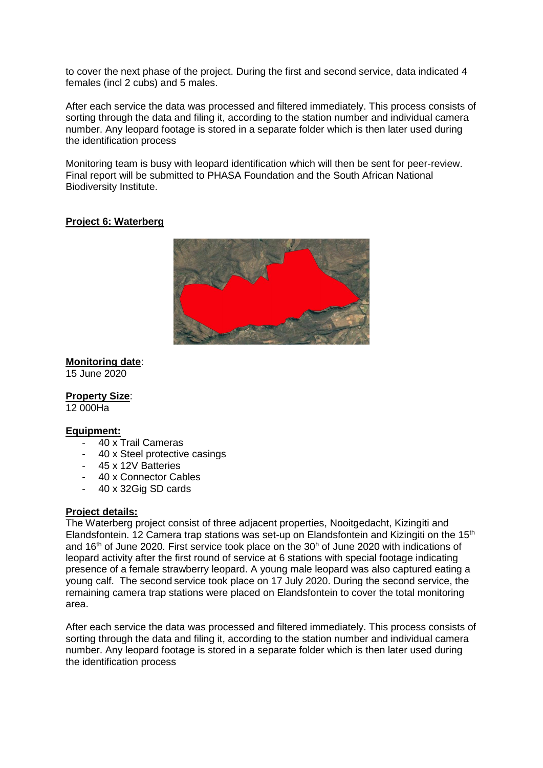to cover the next phase of the project. During the first and second service, data indicated 4 females (incl 2 cubs) and 5 males.

After each service the data was processed and filtered immediately. This process consists of sorting through the data and filing it, according to the station number and individual camera number. Any leopard footage is stored in a separate folder which is then later used during the identification process

Monitoring team is busy with leopard identification which will then be sent for peer-review. Final report will be submitted to PHASA Foundation and the South African National Biodiversity Institute.

## Project 6: Waterberg

**Monitoring date**:
15 June 2020

**Property Size**:
12 000Ha

**Equipment:**

- 40 x Trail Cameras
- 40 x Steel protective casings
- 45 x 12V Batteries
- 40 x Connector Cables
- 40 x 32Gig SD cards

**Project details:**
The Waterberg project consist of three adjacent properties, Nooitgedacht, Kizingiti and Elandsfontein. 12 Camera trap stations was set-up on Elandsfontein and Kizingiti on the 15th and 16th of June 2020. First service took place on the 30h of June 2020 with indications of leopard activity after the first round of service at 6 stations with special footage indicating presence of a female strawberry leopard. A young male leopard was also captured eating a young calf. The second service took place on 17 July 2020. During the second service, the remaining camera trap stations were placed on Elandsfontein to cover the total monitoring area.

After each service the data was processed and filtered immediately. This process consists of sorting through the data and filing it, according to the station number and individual camera number. Any leopard footage is stored in a separate folder which is then later used during the identification process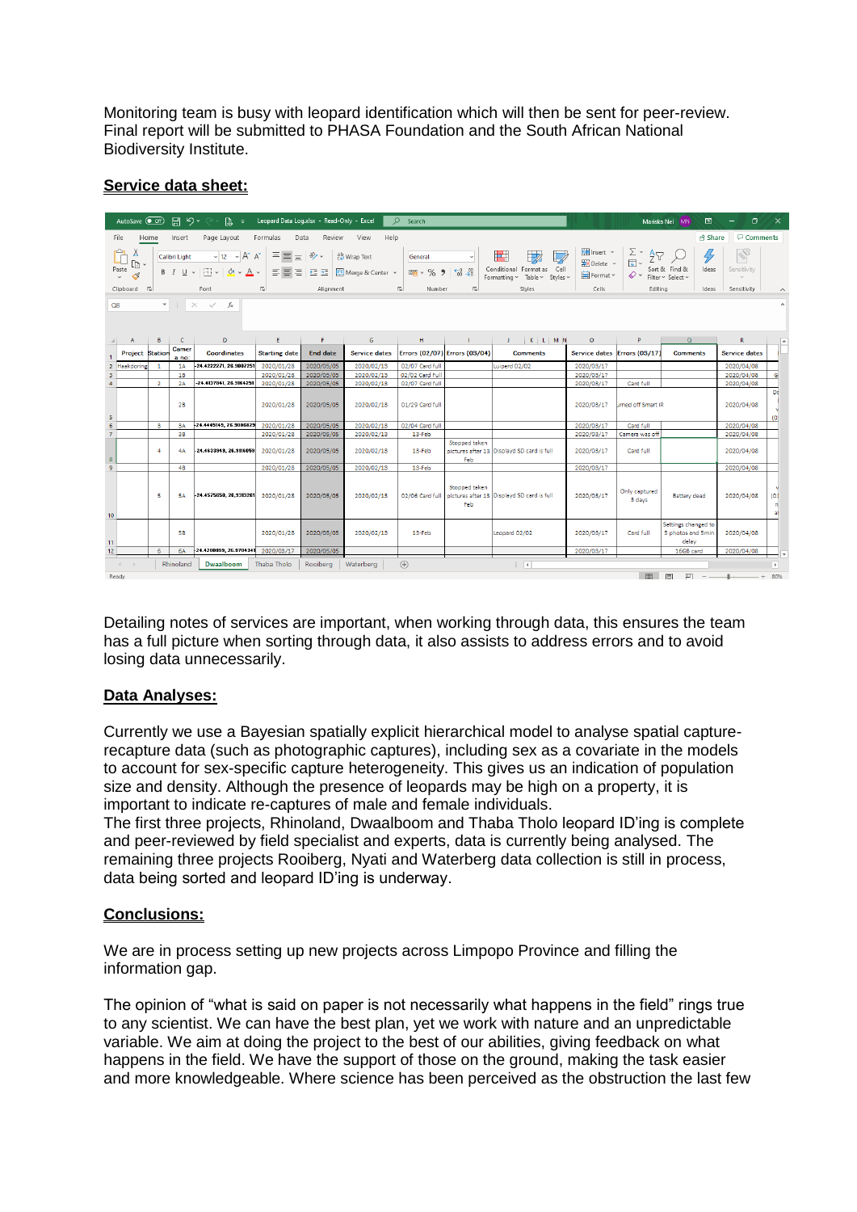Monitoring team is busy with leopard identification which will then be sent for peer-review. Final report will be submitted to PHASA Foundation and the South African National Biodiversity Institute.

## Service data sheet:

| Project | Station | Camera no: | Coordinates | Starting date | End date | Service dates | Errors (02/07) | Errors (03/04) | Comments | Service dates | Errors (03/17) | Comments | Service dates |
|---|---|---|---|---|---|---|---|---|---|---|---|---|---|
| Haakdoring | 1 | 1A | -24.4222271, 28.9887251 | 2020/01/28 | 2020/05/05 | 2020/02/13 | 02/07 Card full | | Luiperd 02/02 | 2020/03/17 | | | 2020/04/08 |
| | | 1B | | 2020/01/28 | 2020/05/05 | 2020/02/13 | 02/02 Card full | | | 2020/03/17 | | | 2020/04/08 |
| | 2 | 2A | -24.4137041, 28.9164251 | 2020/01/28 | 2020/05/05 | 2020/02/13 | 02/07 Card full | | | 2020/03/17 | Card full | | 2020/04/08 |
| | | 2B | | 2020/01/28 | 2020/05/05 | 2020/02/13 | 01/29 Card full | | | 2020/03/17 | urned off Smart IR | | 2020/04/08 |
| | 3 | 3A | -24.4445145, 28.9086829 | 2020/01/28 | 2020/05/05 | 2020/02/13 | 02/04 Card full | | | 2020/03/17 | Card full | | 2020/04/08 |
| | | 3B | | 2020/01/28 | 2020/05/05 | 2020/02/13 | 13-Feb | | | 2020/03/17 | Camera was off | | 2020/04/08 |
| | 4 | 4A | -24.4633949, 28.9116059 | 2020/01/28 | 2020/05/05 | 2020/02/13 | 13-Feb | Stopped taken pictures after 13 Feb | Displayd SD card is full | 2020/03/17 | Card full | | 2020/04/08 |
| | | 4B | | 2020/01/28 | 2020/05/05 | 2020/02/13 | 13-Feb | | | 2020/03/17 | | | 2020/04/08 |
| | 5 | 5A | -24.4575850, 28.9313261 | 2020/01/28 | 2020/05/05 | 2020/02/13 | 02/06 Card full | Stopped taken pictures after 13 Feb | Displayd SD card is full | 2020/03/17 | Only captured 3 days | Battery dead | 2020/04/08 |
| | | 5B | | 2020/01/28 | 2020/05/05 | 2020/02/13 | 13-Feb | | Leopard 02/02 | 2020/03/17 | Card full | Settings changed to 5 photos and 5min delay | 2020/04/08 |
| | 6 | 6A | -24.4200009, 28.9704241 | 2020/03/17 | 2020/05/05 | | | | | 2020/03/17 | | 16GB card | 2020/04/08 |

Detailing notes of services are important, when working through data, this ensures the team has a full picture when sorting through data, it also assists to address errors and to avoid losing data unnecessarily.

## Data Analyses:

Currently we use a Bayesian spatially explicit hierarchical model to analyse spatial capture-recapture data (such as photographic captures), including sex as a covariate in the models to account for sex-specific capture heterogeneity. This gives us an indication of population size and density. Although the presence of leopards may be high on a property, it is important to indicate re-captures of male and female individuals.
The first three projects, Rhinoland, Dwaalboom and Thaba Tholo leopard ID'ing is complete and peer-reviewed by field specialist and experts, data is currently being analysed. The remaining three projects Rooiberg, Nyati and Waterberg data collection is still in process, data being sorted and leopard ID'ing is underway.

## Conclusions:

We are in process setting up new projects across Limpopo Province and filling the information gap.

The opinion of "what is said on paper is not necessarily what happens in the field" rings true to any scientist. We can have the best plan, yet we work with nature and an unpredictable variable. We aim at doing the project to the best of our abilities, giving feedback on what happens in the field. We have the support of those on the ground, making the task easier and more knowledgeable. Where science has been perceived as the obstruction the last few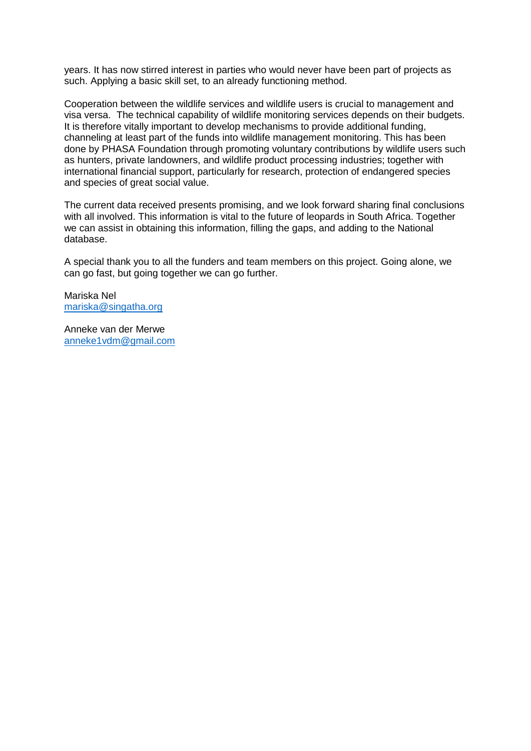years. It has now stirred interest in parties who would never have been part of projects as such. Applying a basic skill set, to an already functioning method.

Cooperation between the wildlife services and wildlife users is crucial to management and visa versa. The technical capability of wildlife monitoring services depends on their budgets. It is therefore vitally important to develop mechanisms to provide additional funding, channeling at least part of the funds into wildlife management monitoring. This has been done by PHASA Foundation through promoting voluntary contributions by wildlife users such as hunters, private landowners, and wildlife product processing industries; together with international financial support, particularly for research, protection of endangered species and species of great social value.

The current data received presents promising, and we look forward sharing final conclusions with all involved. This information is vital to the future of leopards in South Africa. Together we can assist in obtaining this information, filling the gaps, and adding to the National database.

A special thank you to all the funders and team members on this project. Going alone, we can go fast, but going together we can go further.

Mariska Nel
mariska@singatha.org

Anneke van der Merwe
anneke1vdm@gmail.com